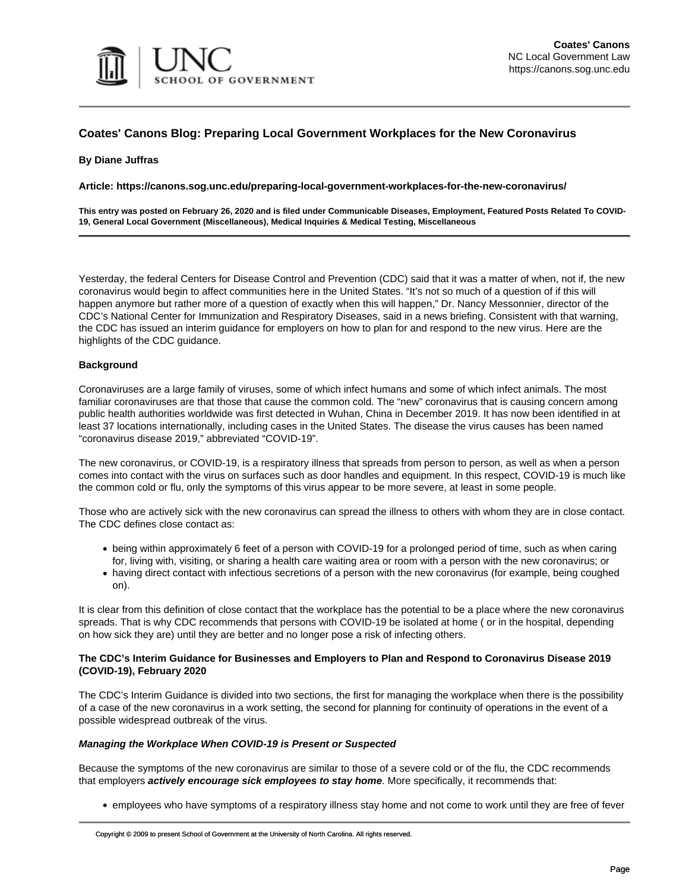# Coates' Canons Blog: Preparing Local Government Workplaces for the New Coronavirus

**By Diane Juffras**

**Article: https://canons.sog.unc.edu/preparing-local-government-workplaces-for-the-new-coronavirus/**

**This entry was posted on February 26, 2020 and is filed under Communicable Diseases, Employment, Featured Posts Related To COVID-19, General Local Government (Miscellaneous), Medical Inquiries & Medical Testing, Miscellaneous**

---

Yesterday, the federal Centers for Disease Control and Prevention (CDC) said that it was a matter of when, not if, the new coronavirus would begin to affect communities here in the United States. "It's not so much of a question of if this will happen anymore but rather more of a question of exactly when this will happen," Dr. Nancy Messonnier, director of the CDC's National Center for Immunization and Respiratory Diseases, said in a news briefing. Consistent with that warning, the CDC has issued an interim guidance for employers on how to plan for and respond to the new virus. Here are the highlights of the CDC guidance.

**Background**

Coronaviruses are a large family of viruses, some of which infect humans and some of which infect animals. The most familiar coronaviruses are that those that cause the common cold. The "new" coronavirus that is causing concern among public health authorities worldwide was first detected in Wuhan, China in December 2019. It has now been identified in at least 37 locations internationally, including cases in the United States. The disease the virus causes has been named "coronavirus disease 2019," abbreviated "COVID-19".

The new coronavirus, or COVID-19, is a respiratory illness that spreads from person to person, as well as when a person comes into contact with the virus on surfaces such as door handles and equipment. In this respect, COVID-19 is much like the common cold or flu, only the symptoms of this virus appear to be more severe, at least in some people.

Those who are actively sick with the new coronavirus can spread the illness to others with whom they are in close contact. The CDC defines close contact as:

- being within approximately 6 feet of a person with COVID-19 for a prolonged period of time, such as when caring for, living with, visiting, or sharing a health care waiting area or room with a person with the new coronavirus; or
- having direct contact with infectious secretions of a person with the new coronavirus (for example, being coughed on).

It is clear from this definition of close contact that the workplace has the potential to be a place where the new coronavirus spreads. That is why CDC recommends that persons with COVID-19 be isolated at home ( or in the hospital, depending on how sick they are) until they are better and no longer pose a risk of infecting others.

**The CDC's Interim Guidance for Businesses and Employers to Plan and Respond to Coronavirus Disease 2019 (COVID-19), February 2020**

The CDC's Interim Guidance is divided into two sections, the first for managing the workplace when there is the possibility of a case of the new coronavirus in a work setting, the second for planning for continuity of operations in the event of a possible widespread outbreak of the virus.

***Managing the Workplace When COVID-19 is Present or Suspected***

Because the symptoms of the new coronavirus are similar to those of a severe cold or of the flu, the CDC recommends that employers ***actively encourage sick employees to stay home***. More specifically, it recommends that:

- employees who have symptoms of a respiratory illness stay home and not come to work until they are free of fever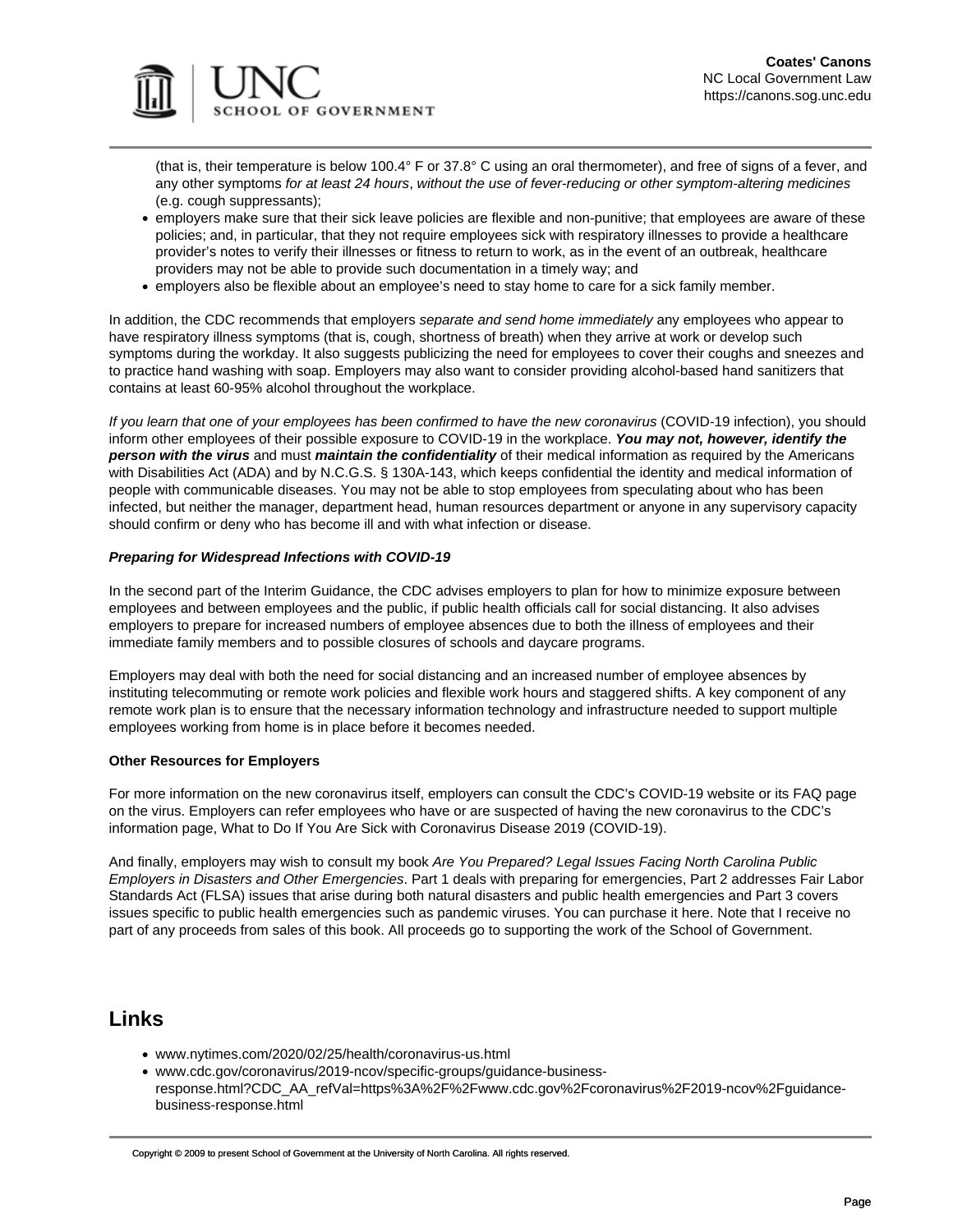(that is, their temperature is below 100.4° F or 37.8° C using an oral thermometer), and free of signs of a fever, and any other symptoms *for at least 24 hours*, *without the use of fever-reducing or other symptom-altering medicines* (e.g. cough suppressants);

- employers make sure that their sick leave policies are flexible and non-punitive; that employees are aware of these policies; and, in particular, that they not require employees sick with respiratory illnesses to provide a healthcare provider's notes to verify their illnesses or fitness to return to work, as in the event of an outbreak, healthcare providers may not be able to provide such documentation in a timely way; and
- employers also be flexible about an employee's need to stay home to care for a sick family member.

In addition, the CDC recommends that employers *separate and send home immediately* any employees who appear to have respiratory illness symptoms (that is, cough, shortness of breath) when they arrive at work or develop such symptoms during the workday. It also suggests publicizing the need for employees to cover their coughs and sneezes and to practice hand washing with soap. Employers may also want to consider providing alcohol-based hand sanitizers that contains at least 60-95% alcohol throughout the workplace.

*If you learn that one of your employees has been confirmed to have the new coronavirus* (COVID-19 infection), you should inform other employees of their possible exposure to COVID-19 in the workplace. ***You may not, however, identify the person with the virus*** and must ***maintain the confidentiality*** of their medical information as required by the Americans with Disabilities Act (ADA) and by N.C.G.S. § 130A-143, which keeps confidential the identity and medical information of people with communicable diseases. You may not be able to stop employees from speculating about who has been infected, but neither the manager, department head, human resources department or anyone in any supervisory capacity should confirm or deny who has become ill and with what infection or disease.

***Preparing for Widespread Infections with COVID-19***

In the second part of the Interim Guidance, the CDC advises employers to plan for how to minimize exposure between employees and between employees and the public, if public health officials call for social distancing. It also advises employers to prepare for increased numbers of employee absences due to both the illness of employees and their immediate family members and to possible closures of schools and daycare programs.

Employers may deal with both the need for social distancing and an increased number of employee absences by instituting telecommuting or remote work policies and flexible work hours and staggered shifts. A key component of any remote work plan is to ensure that the necessary information technology and infrastructure needed to support multiple employees working from home is in place before it becomes needed.

**Other Resources for Employers**

For more information on the new coronavirus itself, employers can consult the CDC's COVID-19 website or its FAQ page on the virus. Employers can refer employees who have or are suspected of having the new coronavirus to the CDC's information page, What to Do If You Are Sick with Coronavirus Disease 2019 (COVID-19).

And finally, employers may wish to consult my book *Are You Prepared? Legal Issues Facing North Carolina Public Employers in Disasters and Other Emergencies*. Part 1 deals with preparing for emergencies, Part 2 addresses Fair Labor Standards Act (FLSA) issues that arise during both natural disasters and public health emergencies and Part 3 covers issues specific to public health emergencies such as pandemic viruses. You can purchase it here. Note that I receive no part of any proceeds from sales of this book. All proceeds go to supporting the work of the School of Government.

## Links

- www.nytimes.com/2020/02/25/health/coronavirus-us.html
- www.cdc.gov/coronavirus/2019-ncov/specific-groups/guidance-business-response.html?CDC_AA_refVal=https%3A%2F%2Fwww.cdc.gov%2Fcoronavirus%2F2019-ncov%2Fguidance-business-response.html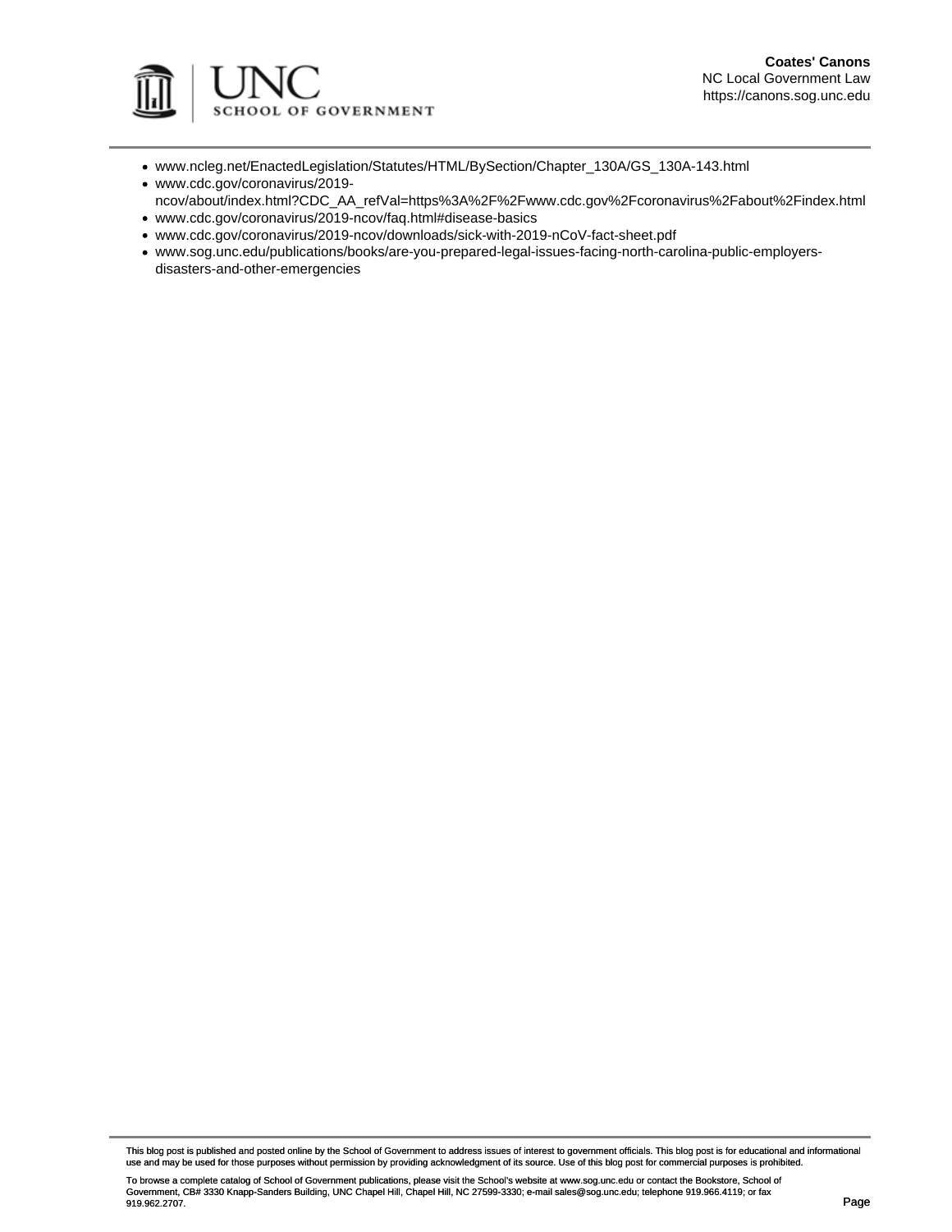- www.ncleg.net/EnactedLegislation/Statutes/HTML/BySection/Chapter_130A/GS_130A-143.html
- www.cdc.gov/coronavirus/2019-ncov/about/index.html?CDC_AA_refVal=https%3A%2F%2Fwww.cdc.gov%2Fcoronavirus%2Fabout%2Findex.html
- www.cdc.gov/coronavirus/2019-ncov/faq.html#disease-basics
- www.cdc.gov/coronavirus/2019-ncov/downloads/sick-with-2019-nCoV-fact-sheet.pdf
- www.sog.unc.edu/publications/books/are-you-prepared-legal-issues-facing-north-carolina-public-employers-disasters-and-other-emergencies